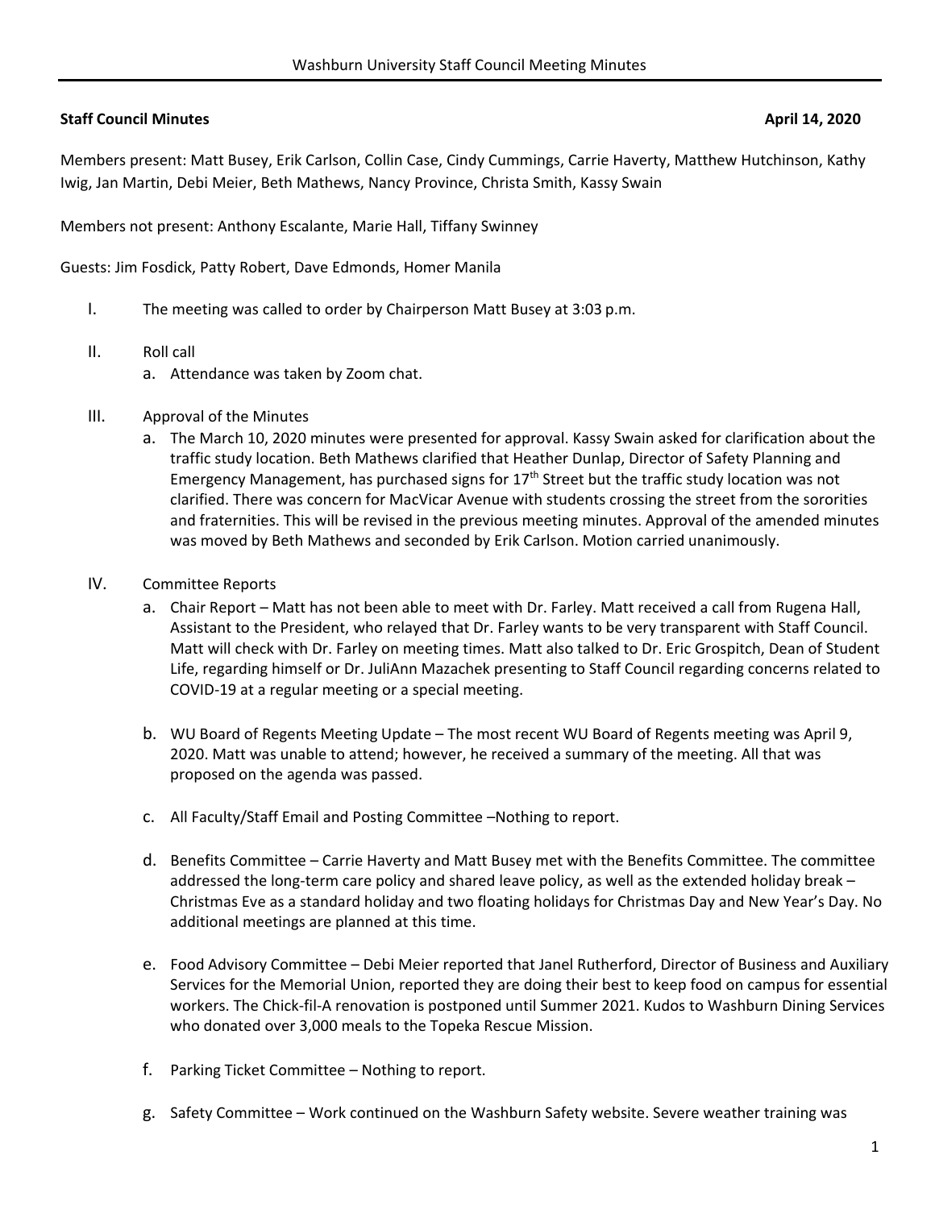**Staff Council Minutes** **April 14, 2020**

Members present: Matt Busey, Erik Carlson, Collin Case, Cindy Cummings, Carrie Haverty, Matthew Hutchinson, Kathy Iwig, Jan Martin, Debi Meier, Beth Mathews, Nancy Province, Christa Smith, Kassy Swain

Members not present: Anthony Escalante, Marie Hall, Tiffany Swinney

Guests: Jim Fosdick, Patty Robert, Dave Edmonds, Homer Manila

I. The meeting was called to order by Chairperson Matt Busey at 3:03 p.m.

II. Roll call
   a. Attendance was taken by Zoom chat.

III. Approval of the Minutes
   a. The March 10, 2020 minutes were presented for approval. Kassy Swain asked for clarification about the traffic study location. Beth Mathews clarified that Heather Dunlap, Director of Safety Planning and Emergency Management, has purchased signs for 17th Street but the traffic study location was not clarified. There was concern for MacVicar Avenue with students crossing the street from the sororities and fraternities. This will be revised in the previous meeting minutes. Approval of the amended minutes was moved by Beth Mathews and seconded by Erik Carlson. Motion carried unanimously.

IV. Committee Reports
   a. Chair Report – Matt has not been able to meet with Dr. Farley. Matt received a call from Rugena Hall, Assistant to the President, who relayed that Dr. Farley wants to be very transparent with Staff Council. Matt will check with Dr. Farley on meeting times. Matt also talked to Dr. Eric Grospitch, Dean of Student Life, regarding himself or Dr. JuliAnn Mazachek presenting to Staff Council regarding concerns related to COVID-19 at a regular meeting or a special meeting.

   b. WU Board of Regents Meeting Update – The most recent WU Board of Regents meeting was April 9, 2020. Matt was unable to attend; however, he received a summary of the meeting. All that was proposed on the agenda was passed.

   c. All Faculty/Staff Email and Posting Committee –Nothing to report.

   d. Benefits Committee – Carrie Haverty and Matt Busey met with the Benefits Committee. The committee addressed the long-term care policy and shared leave policy, as well as the extended holiday break – Christmas Eve as a standard holiday and two floating holidays for Christmas Day and New Year's Day. No additional meetings are planned at this time.

   e. Food Advisory Committee – Debi Meier reported that Janel Rutherford, Director of Business and Auxiliary Services for the Memorial Union, reported they are doing their best to keep food on campus for essential workers. The Chick-fil-A renovation is postponed until Summer 2021. Kudos to Washburn Dining Services who donated over 3,000 meals to the Topeka Rescue Mission.

   f. Parking Ticket Committee – Nothing to report.

   g. Safety Committee – Work continued on the Washburn Safety website. Severe weather training was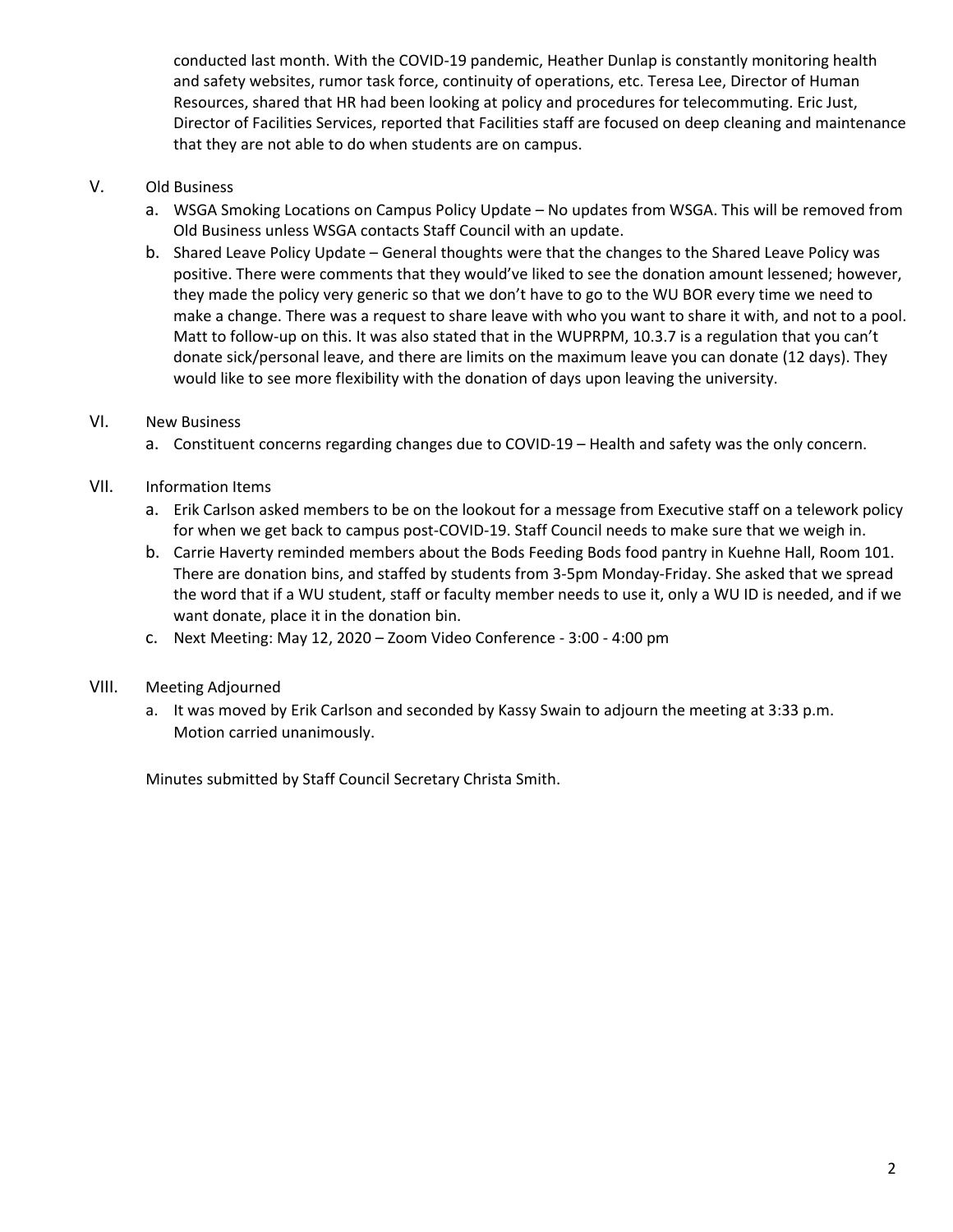conducted last month. With the COVID-19 pandemic, Heather Dunlap is constantly monitoring health and safety websites, rumor task force, continuity of operations, etc. Teresa Lee, Director of Human Resources, shared that HR had been looking at policy and procedures for telecommuting. Eric Just, Director of Facilities Services, reported that Facilities staff are focused on deep cleaning and maintenance that they are not able to do when students are on campus.

V. Old Business

a. WSGA Smoking Locations on Campus Policy Update – No updates from WSGA. This will be removed from Old Business unless WSGA contacts Staff Council with an update.

b. Shared Leave Policy Update – General thoughts were that the changes to the Shared Leave Policy was positive. There were comments that they would've liked to see the donation amount lessened; however, they made the policy very generic so that we don't have to go to the WU BOR every time we need to make a change. There was a request to share leave with who you want to share it with, and not to a pool. Matt to follow-up on this. It was also stated that in the WUPRPM, 10.3.7 is a regulation that you can't donate sick/personal leave, and there are limits on the maximum leave you can donate (12 days). They would like to see more flexibility with the donation of days upon leaving the university.

VI. New Business

a. Constituent concerns regarding changes due to COVID-19 – Health and safety was the only concern.

VII. Information Items

a. Erik Carlson asked members to be on the lookout for a message from Executive staff on a telework policy for when we get back to campus post-COVID-19. Staff Council needs to make sure that we weigh in.

b. Carrie Haverty reminded members about the Bods Feeding Bods food pantry in Kuehne Hall, Room 101. There are donation bins, and staffed by students from 3-5pm Monday-Friday. She asked that we spread the word that if a WU student, staff or faculty member needs to use it, only a WU ID is needed, and if we want donate, place it in the donation bin.

c. Next Meeting: May 12, 2020 – Zoom Video Conference - 3:00 - 4:00 pm

VIII. Meeting Adjourned

a. It was moved by Erik Carlson and seconded by Kassy Swain to adjourn the meeting at 3:33 p.m. Motion carried unanimously.

Minutes submitted by Staff Council Secretary Christa Smith.